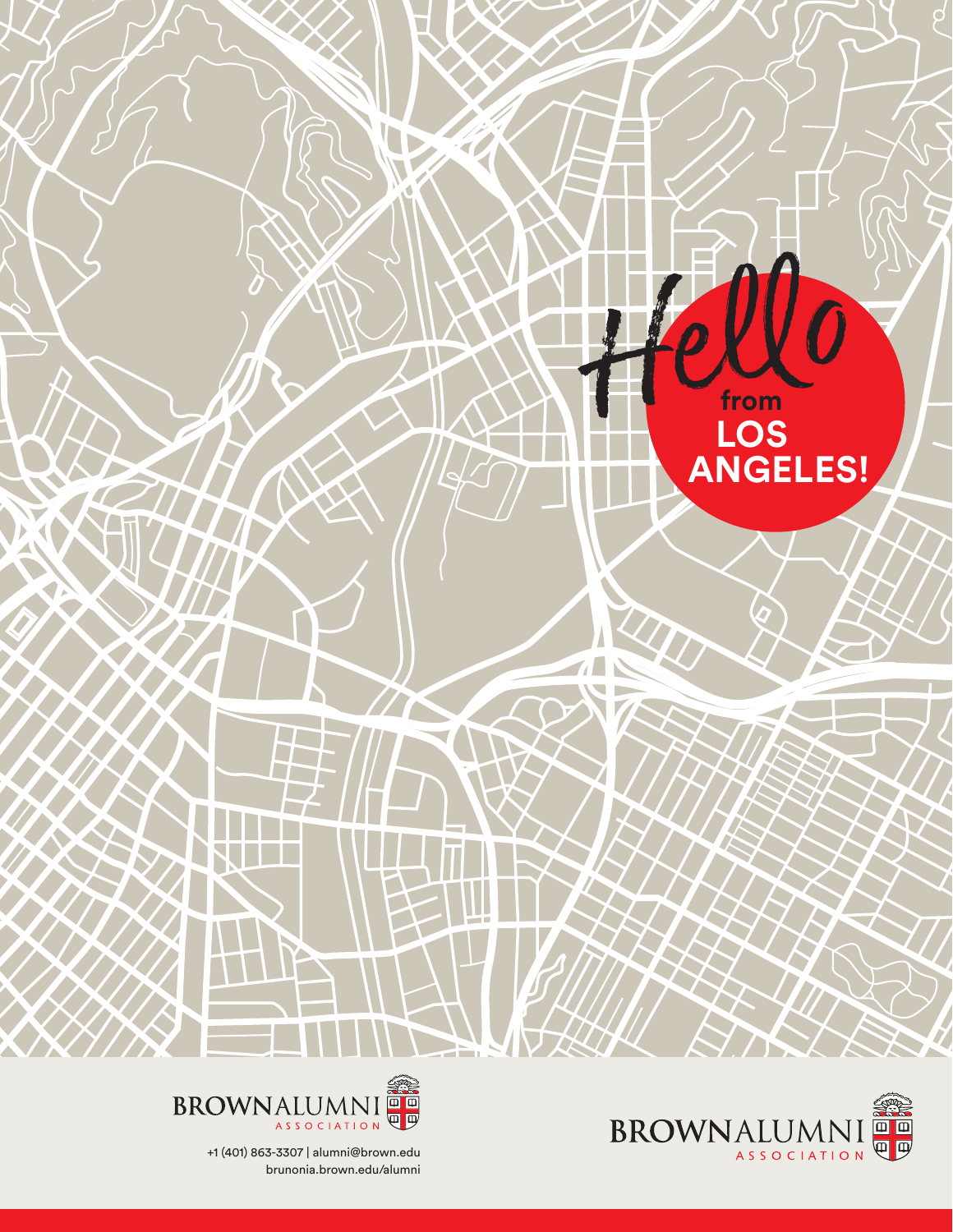# Hello from LOS ANGELES!

BROWN ALUMNI ASSOCIATION

+1 (401) 863-3307 | alumni@brown.edu
brunonia.brown.edu/alumni

BROWN ALUMNI ASSOCIATION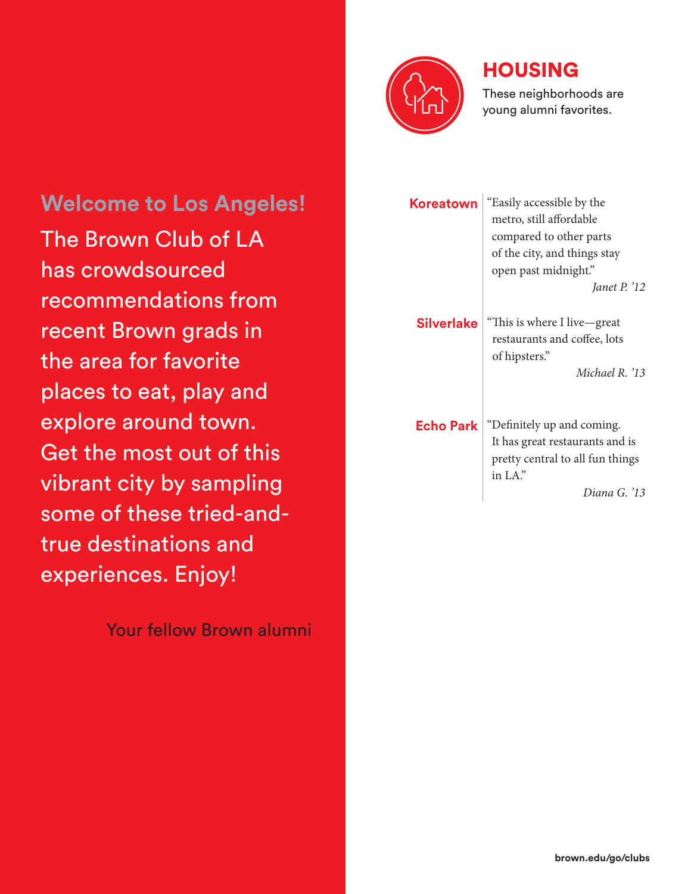## Welcome to Los Angeles!

The Brown Club of LA has crowdsourced recommendations from recent Brown grads in the area for favorite places to eat, play and explore around town. Get the most out of this vibrant city by sampling some of these tried-and-true destinations and experiences. Enjoy!

Your fellow Brown alumni

# HOUSING

These neighborhoods are young alumni favorites.

**Koreatown**

"Easily accessible by the metro, still affordable compared to other parts of the city, and things stay open past midnight."

*Janet P. '12*

**Silverlake**

"This is where I live—great restaurants and coffee, lots of hipsters."

*Michael R. '13*

**Echo Park**

"Definitely up and coming. It has great restaurants and is pretty central to all fun things in LA."

*Diana G. '13*

brown.edu/go/clubs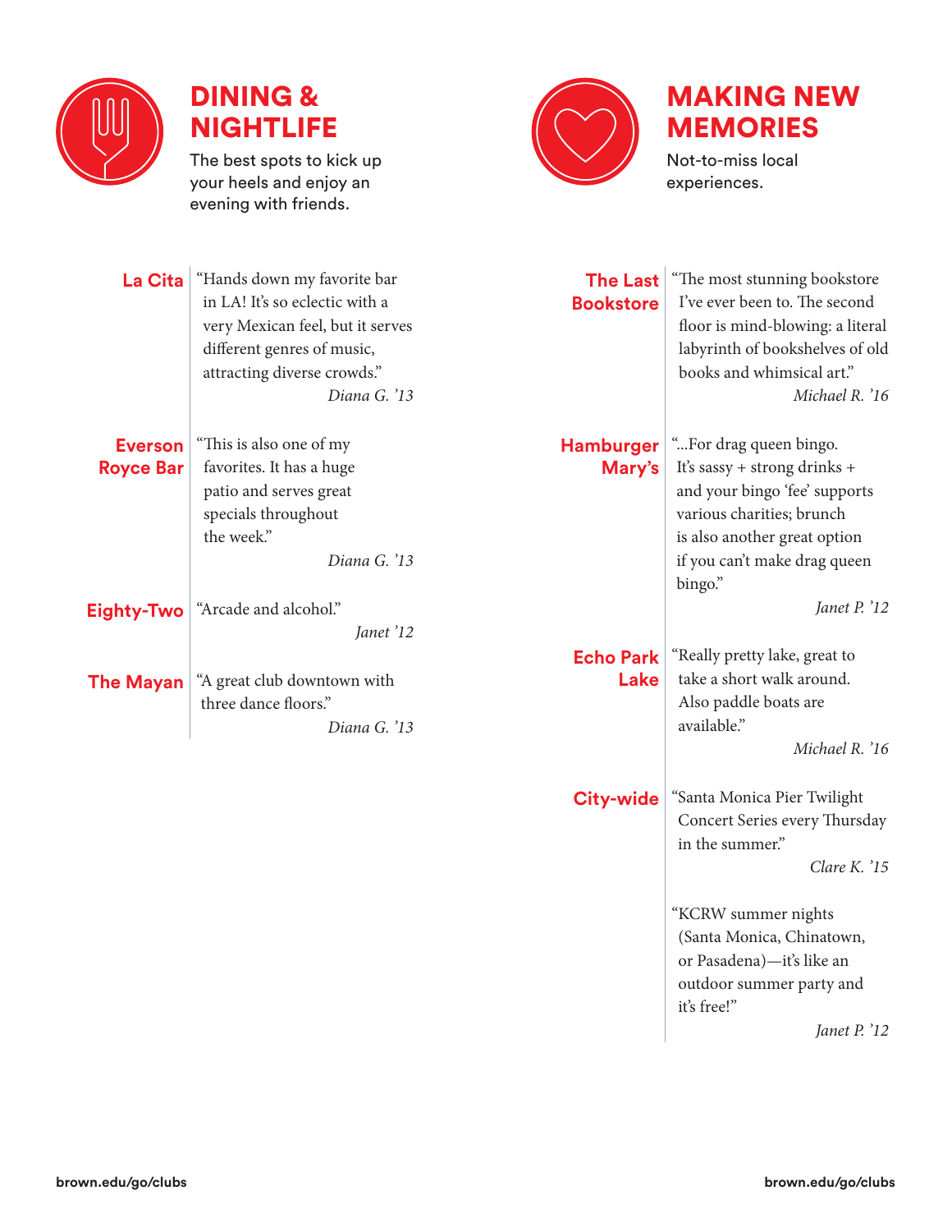## DINING & NIGHTLIFE

The best spots to kick up your heels and enjoy an evening with friends.

**La Cita**

"Hands down my favorite bar in LA! It's so eclectic with a very Mexican feel, but it serves different genres of music, attracting diverse crowds."

*Diana G. '13*

**Everson Royce Bar**

"This is also one of my favorites. It has a huge patio and serves great specials throughout the week."

*Diana G. '13*

**Eighty-Two**

"Arcade and alcohol."

*Janet '12*

**The Mayan**

"A great club downtown with three dance floors."

*Diana G. '13*

## MAKING NEW MEMORIES

Not-to-miss local experiences.

**The Last Bookstore**

"The most stunning bookstore I've ever been to. The second floor is mind-blowing: a literal labyrinth of bookshelves of old books and whimsical art."

*Michael R. '16*

**Hamburger Mary's**

"...For drag queen bingo. It's sassy + strong drinks + and your bingo 'fee' supports various charities; brunch is also another great option if you can't make drag queen bingo."

*Janet P. '12*

**Echo Park Lake**

"Really pretty lake, great to take a short walk around. Also paddle boats are available."

*Michael R. '16*

**City-wide**

"Santa Monica Pier Twilight Concert Series every Thursday in the summer."

*Clare K. '15*

"KCRW summer nights (Santa Monica, Chinatown, or Pasadena)—it's like an outdoor summer party and it's free!"

*Janet P. '12*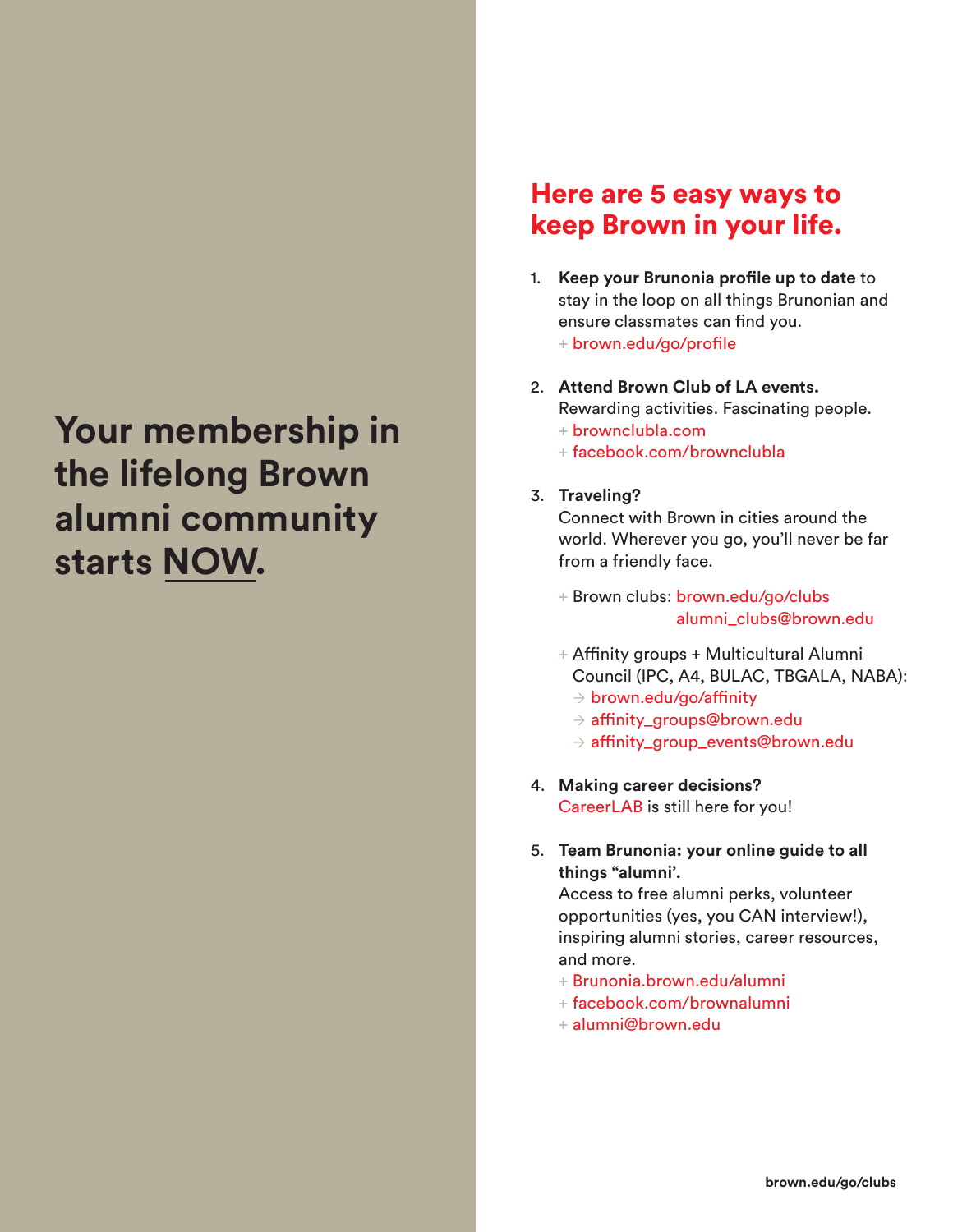# Your membership in the lifelong Brown alumni community starts NOW.

## Here are 5 easy ways to keep Brown in your life.

1. **Keep your Brunonia profile up to date** to stay in the loop on all things Brunonian and ensure classmates can find you.
   + brown.edu/go/profile

2. **Attend Brown Club of LA events.**
   Rewarding activities. Fascinating people.
   + brownclubla.com
   + facebook.com/brownclubla

3. **Traveling?**
   Connect with Brown in cities around the world. Wherever you go, you'll never be far from a friendly face.

   + Brown clubs: brown.edu/go/clubs
     alumni_clubs@brown.edu

   + Affinity groups + Multicultural Alumni Council (IPC, A4, BULAC, TBGALA, NABA):
     → brown.edu/go/affinity
     → affinity_groups@brown.edu
     → affinity_group_events@brown.edu

4. **Making career decisions?**
   CareerLAB is still here for you!

5. **Team Brunonia: your online guide to all things "alumni'.**
   Access to free alumni perks, volunteer opportunities (yes, you CAN interview!), inspiring alumni stories, career resources, and more.
   + Brunonia.brown.edu/alumni
   + facebook.com/brownalumni
   + alumni@brown.edu

**brown.edu/go/clubs**